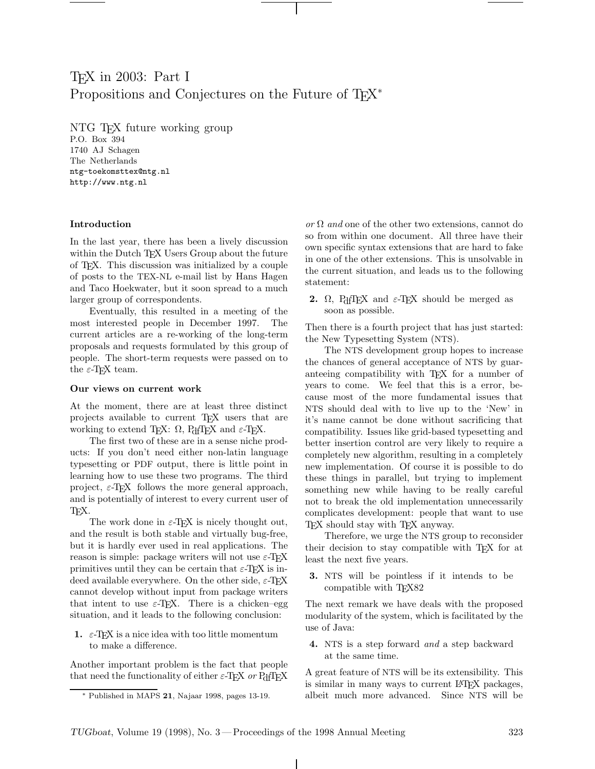# TeX in 2003: Part I
# Propositions and Conjectures on the Future of TeX*

NTG TeX future working group
P.O. Box 394
1740 AJ Schagen
The Netherlands
ntg-toekomsttex@ntg.nl
http://www.ntg.nl

## Introduction

In the last year, there has been a lively discussion within the Dutch TeX Users Group about the future of TeX. This discussion was initialized by a couple of posts to the TEX-NL e-mail list by Hans Hagen and Taco Hoekwater, but it soon spread to a much larger group of correspondents.

Eventually, this resulted in a meeting of the most interested people in December 1997. The current articles are a re-working of the long-term proposals and requests formulated by this group of people. The short-term requests were passed on to the ε-TeX team.

## Our views on current work

At the moment, there are at least three distinct projects available to current TeX users that are working to extend TeX: Ω, PdfTeX and ε-TeX.

The first two of these are in a sense niche products: If you don't need either non-latin language typesetting or PDF output, there is little point in learning how to use these two programs. The third project, ε-TeX follows the more general approach, and is potentially of interest to every current user of TeX.

The work done in ε-TeX is nicely thought out, and the result is both stable and virtually bug-free, but it is hardly ever used in real applications. The reason is simple: package writers will not use ε-TeX primitives until they can be certain that ε-TeX is indeed available everywhere. On the other side, ε-TeX cannot develop without input from package writers that intent to use ε-TeX. There is a chicken–egg situation, and it leads to the following conclusion:

**1.** ε-TeX is a nice idea with too little momentum to make a difference.

Another important problem is the fact that people that need the functionality of either ε-TeX *or* PdfTeX *or* Ω *and* one of the other two extensions, cannot do so from within one document. All three have their own specific syntax extensions that are hard to fake in one of the other extensions. This is unsolvable in the current situation, and leads us to the following statement:

**2.** Ω, PdfTeX and ε-TeX should be merged as soon as possible.

Then there is a fourth project that has just started: the New Typesetting System (NTS).

The NTS development group hopes to increase the chances of general acceptance of NTS by guaranteeing compatibility with TeX for a number of years to come. We feel that this is a error, because most of the more fundamental issues that NTS should deal with to live up to the 'New' in it's name cannot be done without sacrificing that compatibility. Issues like grid-based typesetting and better insertion control are very likely to require a completely new algorithm, resulting in a completely new implementation. Of course it is possible to do these things in parallel, but trying to implement something new while having to be really careful not to break the old implementation unnecessarily complicates development: people that want to use TeX should stay with TeX anyway.

Therefore, we urge the NTS group to reconsider their decision to stay compatible with TeX for at least the next five years.

**3.** NTS will be pointless if it intends to be compatible with TeX82

The next remark we have deals with the proposed modularity of the system, which is facilitated by the use of Java:

**4.** NTS is a step forward *and* a step backward at the same time.

A great feature of NTS will be its extensibility. This is similar in many ways to current LaTeX packages, albeit much more advanced. Since NTS will be

---

\* Published in MAPS **21**, Najaar 1998, pages 13-19.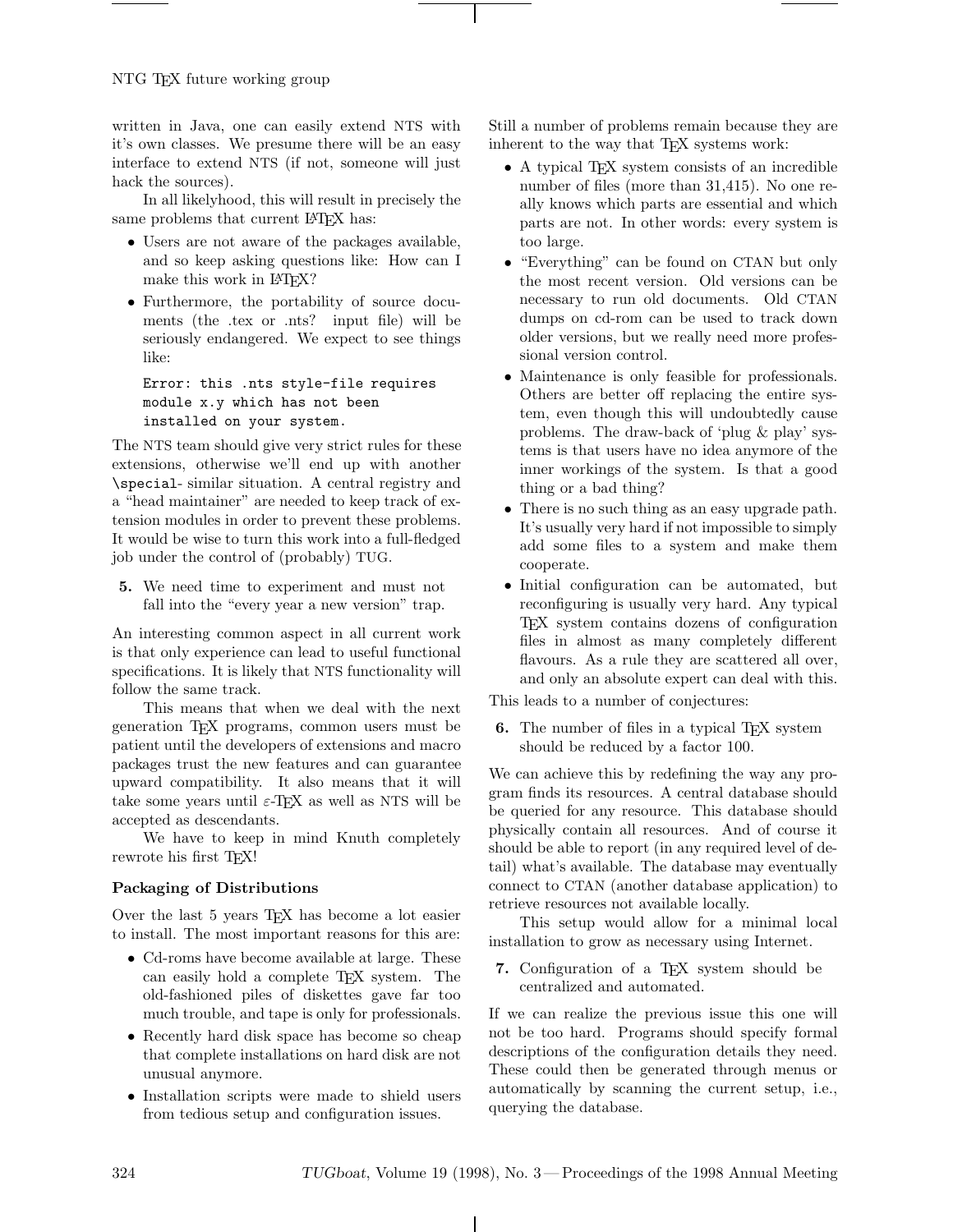written in Java, one can easily extend NTS with it's own classes. We presume there will be an easy interface to extend NTS (if not, someone will just hack the sources).

In all likelyhood, this will result in precisely the same problems that current LaTeX has:

- Users are not aware of the packages available, and so keep asking questions like: How can I make this work in LaTeX?
- Furthermore, the portability of source documents (the .tex or .nts? input file) will be seriously endangered. We expect to see things like:

```
Error: this .nts style-file requires
module x.y which has not been
installed on your system.
```

The NTS team should give very strict rules for these extensions, otherwise we'll end up with another `\special`- similar situation. A central registry and a "head maintainer" are needed to keep track of extension modules in order to prevent these problems. It would be wise to turn this work into a full-fledged job under the control of (probably) TUG.

**5.** We need time to experiment and must not fall into the "every year a new version" trap.

An interesting common aspect in all current work is that only experience can lead to useful functional specifications. It is likely that NTS functionality will follow the same track.

This means that when we deal with the next generation TeX programs, common users must be patient until the developers of extensions and macro packages trust the new features and can guarantee upward compatibility. It also means that it will take some years until $\varepsilon$-TeX as well as NTS will be accepted as descendants.

We have to keep in mind Knuth completely rewrote his first TeX!

### Packaging of Distributions

Over the last 5 years TeX has become a lot easier to install. The most important reasons for this are:

- Cd-roms have become available at large. These can easily hold a complete TeX system. The old-fashioned piles of diskettes gave far too much trouble, and tape is only for professionals.
- Recently hard disk space has become so cheap that complete installations on hard disk are not unusual anymore.
- Installation scripts were made to shield users from tedious setup and configuration issues.

Still a number of problems remain because they are inherent to the way that TeX systems work:

- A typical TeX system consists of an incredible number of files (more than 31,415). No one really knows which parts are essential and which parts are not. In other words: every system is too large.
- "Everything" can be found on CTAN but only the most recent version. Old versions can be necessary to run old documents. Old CTAN dumps on cd-rom can be used to track down older versions, but we really need more professional version control.
- Maintenance is only feasible for professionals. Others are better off replacing the entire system, even though this will undoubtedly cause problems. The draw-back of 'plug & play' systems is that users have no idea anymore of the inner workings of the system. Is that a good thing or a bad thing?
- There is no such thing as an easy upgrade path. It's usually very hard if not impossible to simply add some files to a system and make them cooperate.
- Initial configuration can be automated, but reconfiguring is usually very hard. Any typical TeX system contains dozens of configuration files in almost as many completely different flavours. As a rule they are scattered all over, and only an absolute expert can deal with this.

This leads to a number of conjectures:

**6.** The number of files in a typical TeX system should be reduced by a factor 100.

We can achieve this by redefining the way any program finds its resources. A central database should be queried for any resource. This database should physically contain all resources. And of course it should be able to report (in any required level of detail) what's available. The database may eventually connect to CTAN (another database application) to retrieve resources not available locally.

This setup would allow for a minimal local installation to grow as necessary using Internet.

**7.** Configuration of a TeX system should be centralized and automated.

If we can realize the previous issue this one will not be too hard. Programs should specify formal descriptions of the configuration details they need. These could then be generated through menus or automatically by scanning the current setup, i.e., querying the database.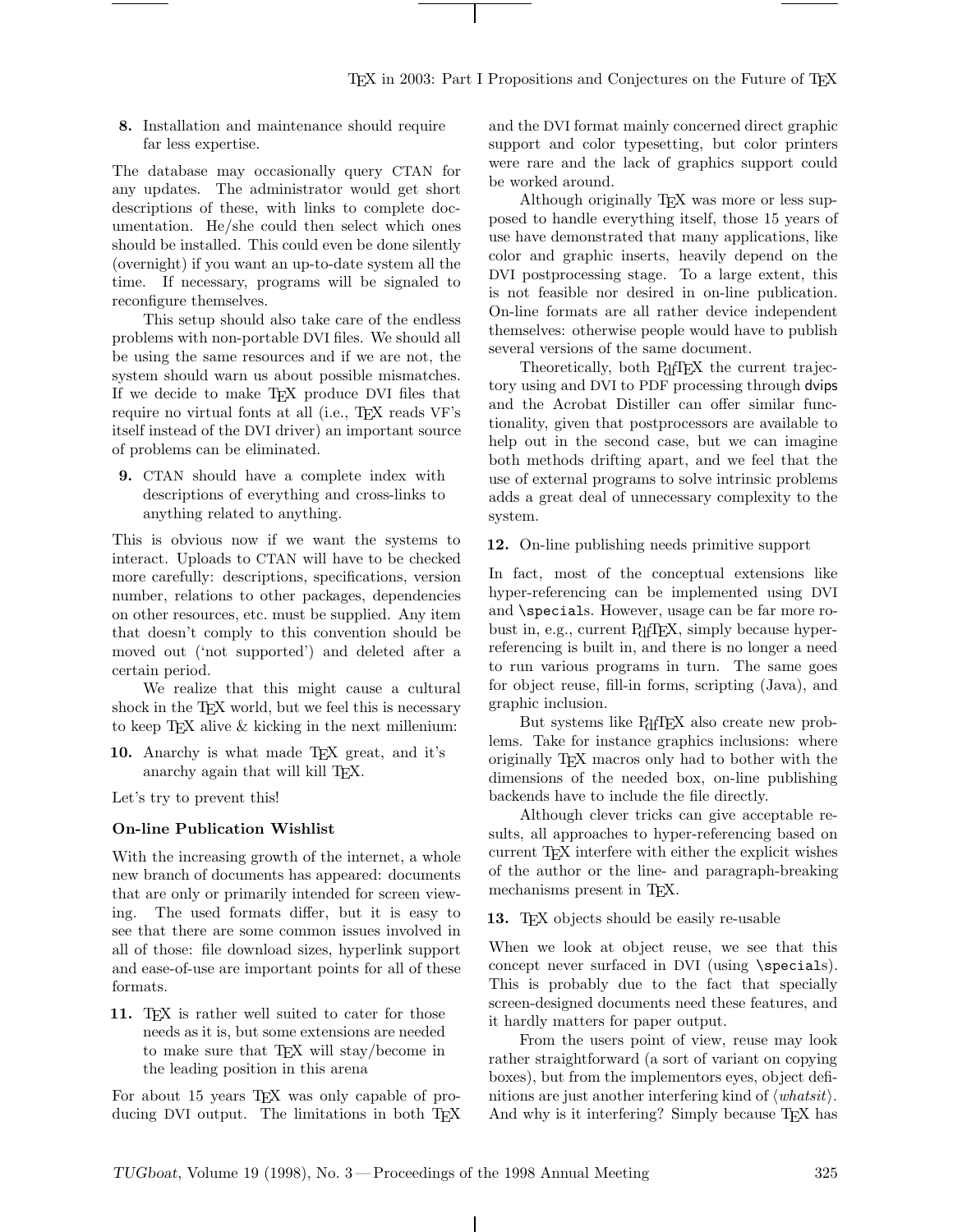**8.** Installation and maintenance should require far less expertise.

The database may occasionally query CTAN for any updates. The administrator would get short descriptions of these, with links to complete documentation. He/she could then select which ones should be installed. This could even be done silently (overnight) if you want an up-to-date system all the time. If necessary, programs will be signaled to reconfigure themselves.

This setup should also take care of the endless problems with non-portable DVI files. We should all be using the same resources and if we are not, the system should warn us about possible mismatches. If we decide to make TeX produce DVI files that require no virtual fonts at all (i.e., TeX reads VF's itself instead of the DVI driver) an important source of problems can be eliminated.

**9.** CTAN should have a complete index with descriptions of everything and cross-links to anything related to anything.

This is obvious now if we want the systems to interact. Uploads to CTAN will have to be checked more carefully: descriptions, specifications, version number, relations to other packages, dependencies on other resources, etc. must be supplied. Any item that doesn't comply to this convention should be moved out ('not supported') and deleted after a certain period.

We realize that this might cause a cultural shock in the TeX world, but we feel this is necessary to keep TeX alive & kicking in the next millenium:

**10.** Anarchy is what made TeX great, and it's anarchy again that will kill TeX.

Let's try to prevent this!

### On-line Publication Wishlist

With the increasing growth of the internet, a whole new branch of documents has appeared: documents that are only or primarily intended for screen viewing. The used formats differ, but it is easy to see that there are some common issues involved in all of those: file download sizes, hyperlink support and ease-of-use are important points for all of these formats.

**11.** TeX is rather well suited to cater for those needs as it is, but some extensions are needed to make sure that TeX will stay/become in the leading position in this arena

For about 15 years TeX was only capable of producing DVI output. The limitations in both TeX and the DVI format mainly concerned direct graphic support and color typesetting, but color printers were rare and the lack of graphics support could be worked around.

Although originally TeX was more or less supposed to handle everything itself, those 15 years of use have demonstrated that many applications, like color and graphic inserts, heavily depend on the DVI postprocessing stage. To a large extent, this is not feasible nor desired in on-line publication. On-line formats are all rather device independent themselves: otherwise people would have to publish several versions of the same document.

Theoretically, both PdfTeX the current trajectory using and DVI to PDF processing through dvips and the Acrobat Distiller can offer similar functionality, given that postprocessors are available to help out in the second case, but we can imagine both methods drifting apart, and we feel that the use of external programs to solve intrinsic problems adds a great deal of unnecessary complexity to the system.

**12.** On-line publishing needs primitive support

In fact, most of the conceptual extensions like hyper-referencing can be implemented using DVI and `\special`s. However, usage can be far more robust in, e.g., current PdfTeX, simply because hyper-referencing is built in, and there is no longer a need to run various programs in turn. The same goes for object reuse, fill-in forms, scripting (Java), and graphic inclusion.

But systems like PdfTeX also create new problems. Take for instance graphics inclusions: where originally TeX macros only had to bother with the dimensions of the needed box, on-line publishing backends have to include the file directly.

Although clever tricks can give acceptable results, all approaches to hyper-referencing based on current TeX interfere with either the explicit wishes of the author or the line- and paragraph-breaking mechanisms present in TeX.

**13.** TeX objects should be easily re-usable

When we look at object reuse, we see that this concept never surfaced in DVI (using `\special`s). This is probably due to the fact that specially screen-designed documents need these features, and it hardly matters for paper output.

From the users point of view, reuse may look rather straightforward (a sort of variant on copying boxes), but from the implementors eyes, object definitions are just another interfering kind of ⟨*whatsit*⟩. And why is it interfering? Simply because TeX has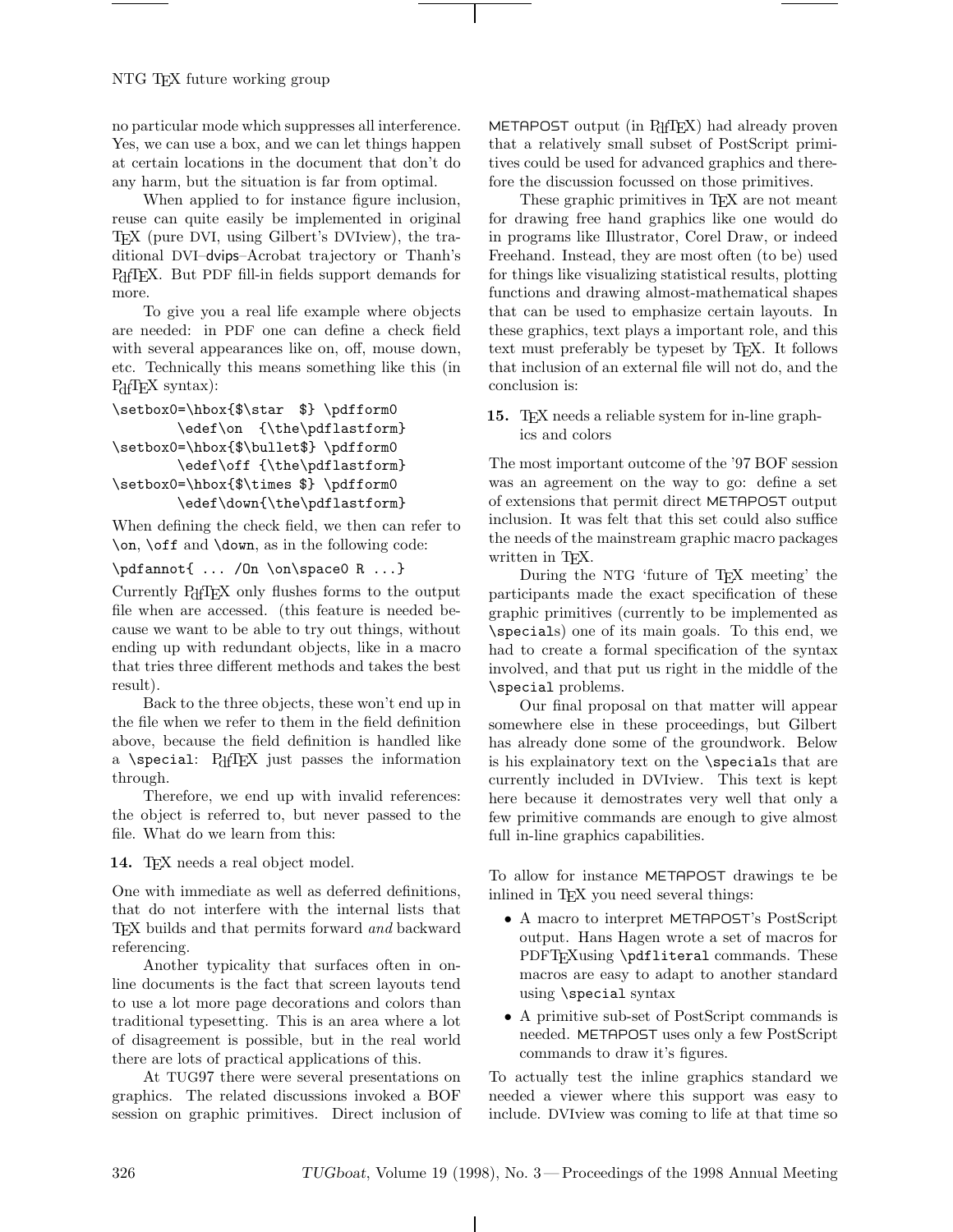no particular mode which suppresses all interference. Yes, we can use a box, and we can let things happen at certain locations in the document that don't do any harm, but the situation is far from optimal.

When applied to for instance figure inclusion, reuse can quite easily be implemented in original TEX (pure DVI, using Gilbert's DVIview), the traditional DVI–dvips–Acrobat trajectory or Thanh's PdfTEX. But PDF fill-in fields support demands for more.

To give you a real life example where objects are needed: in PDF one can define a check field with several appearances like on, off, mouse down, etc. Technically this means something like this (in PdfTEX syntax):

```
\setbox0=\hbox{$\star  $} \pdfform0
        \edef\on  {\the\pdflastform}
\setbox0=\hbox{$\bullet$} \pdfform0
        \edef\off {\the\pdflastform}
\setbox0=\hbox{$\times $} \pdfform0
        \edef\down{\the\pdflastform}
```

When defining the check field, we then can refer to `\on`, `\off` and `\down`, as in the following code:

```
\pdfannot{ ... /On \on\space0 R ...}
```

Currently PdfTEX only flushes forms to the output file when are accessed. (this feature is needed because we want to be able to try out things, without ending up with redundant objects, like in a macro that tries three different methods and takes the best result).

Back to the three objects, these won't end up in the file when we refer to them in the field definition above, because the field definition is handled like a `\special`: PdfTEX just passes the information through.

Therefore, we end up with invalid references: the object is referred to, but never passed to the file. What do we learn from this:

**14.** TEX needs a real object model.

One with immediate as well as deferred definitions, that do not interfere with the internal lists that TEX builds and that permits forward *and* backward referencing.

Another typicality that surfaces often in online documents is the fact that screen layouts tend to use a lot more page decorations and colors than traditional typesetting. This is an area where a lot of disagreement is possible, but in the real world there are lots of practical applications of this.

At TUG97 there were several presentations on graphics. The related discussions invoked a BOF session on graphic primitives. Direct inclusion of METAPOST output (in PdfTEX) had already proven that a relatively small subset of PostScript primitives could be used for advanced graphics and therefore the discussion focussed on those primitives.

These graphic primitives in TEX are not meant for drawing free hand graphics like one would do in programs like Illustrator, Corel Draw, or indeed Freehand. Instead, they are most often (to be) used for things like visualizing statistical results, plotting functions and drawing almost-mathematical shapes that can be used to emphasize certain layouts. In these graphics, text plays a important role, and this text must preferably be typeset by TEX. It follows that inclusion of an external file will not do, and the conclusion is:

**15.** TEX needs a reliable system for in-line graphics and colors

The most important outcome of the '97 BOF session was an agreement on the way to go: define a set of extensions that permit direct METAPOST output inclusion. It was felt that this set could also suffice the needs of the mainstream graphic macro packages written in TEX.

During the NTG 'future of TEX meeting' the participants made the exact specification of these graphic primitives (currently to be implemented as `\special`s) one of its main goals. To this end, we had to create a formal specification of the syntax involved, and that put us right in the middle of the `\special` problems.

Our final proposal on that matter will appear somewhere else in these proceedings, but Gilbert has already done some of the groundwork. Below is his explanatory text on the `\special`s that are currently included in DVIview. This text is kept here because it demostrates very well that only a few primitive commands are enough to give almost full in-line graphics capabilities.

To allow for instance METAPOST drawings te be inlined in TEX you need several things:

- A macro to interpret METAPOST's PostScript output. Hans Hagen wrote a set of macros for PDFTEXusing `\pdfliteral` commands. These macros are easy to adapt to another standard using `\special` syntax
- A primitive sub-set of PostScript commands is needed. METAPOST uses only a few PostScript commands to draw it's figures.

To actually test the inline graphics standard we needed a viewer where this support was easy to include. DVIview was coming to life at that time so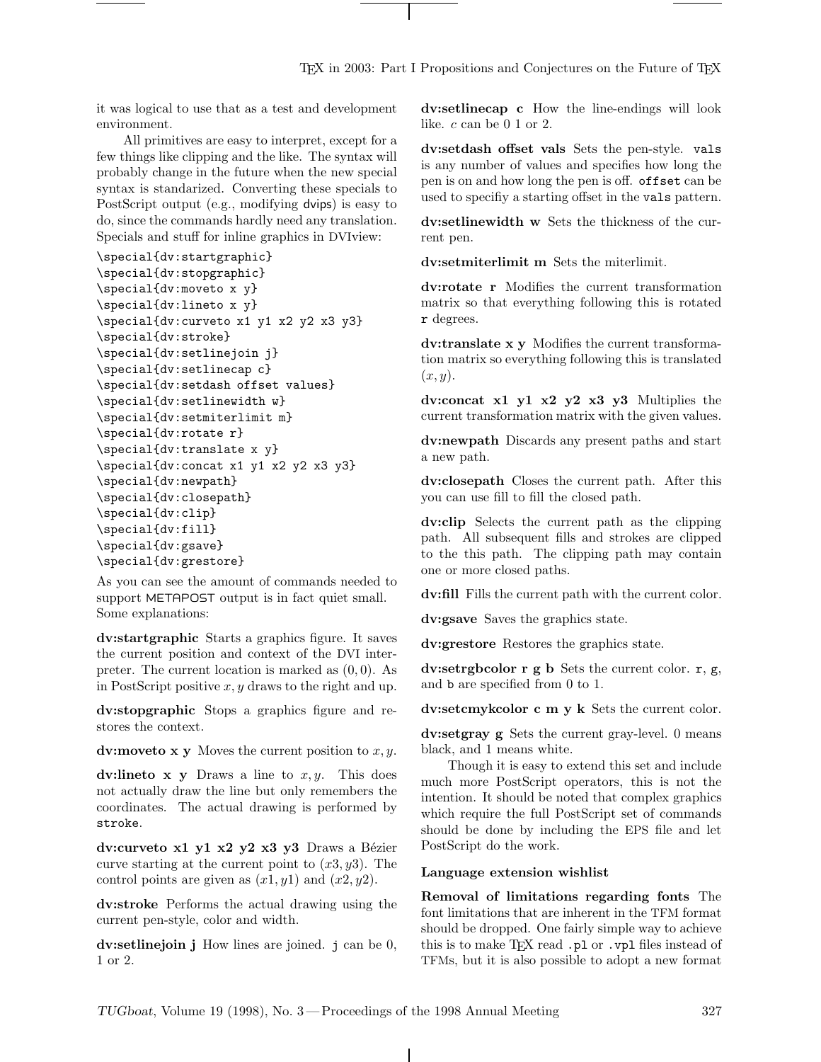it was logical to use that as a test and development environment.

All primitives are easy to interpret, except for a few things like clipping and the like. The syntax will probably change in the future when the new special syntax is standarized. Converting these specials to PostScript output (e.g., modifying dvips) is easy to do, since the commands hardly need any translation. Specials and stuff for inline graphics in DVIview:

```
\special{dv:startgraphic}
\special{dv:stopgraphic}
\special{dv:moveto x y}
\special{dv:lineto x y}
\special{dv:curveto x1 y1 x2 y2 x3 y3}
\special{dv:stroke}
\special{dv:setlinejoin j}
\special{dv:setlinecap c}
\special{dv:setdash offset values}
\special{dv:setlinewidth w}
\special{dv:setmiterlimit m}
\special{dv:rotate r}
\special{dv:translate x y}
\special{dv:concat x1 y1 x2 y2 x3 y3}
\special{dv:newpath}
\special{dv:closepath}
\special{dv:clip}
\special{dv:fill}
\special{dv:gsave}
\special{dv:grestore}
```

As you can see the amount of commands needed to support METAPOST output is in fact quiet small. Some explanations:

**dv:startgraphic** Starts a graphics figure. It saves the current position and context of the DVI interpreter. The current location is marked as $(0, 0)$. As in PostScript positive $x, y$ draws to the right and up.

**dv:stopgraphic** Stops a graphics figure and restores the context.

**dv:moveto x y** Moves the current position to $x, y$.

**dv:lineto x y** Draws a line to $x, y$. This does not actually draw the line but only remembers the coordinates. The actual drawing is performed by `stroke`.

**dv:curveto x1 y1 x2 y2 x3 y3** Draws a Bézier curve starting at the current point to $(x3, y3)$. The control points are given as $(x1, y1)$ and $(x2, y2)$.

**dv:stroke** Performs the actual drawing using the current pen-style, color and width.

**dv:setlinejoin j** How lines are joined. `j` can be 0, 1 or 2.

**dv:setlinecap c** How the line-endings will look like. $c$ can be 0 1 or 2.

**dv:setdash offset vals** Sets the pen-style. `vals` is any number of values and specifies how long the pen is on and how long the pen is off. `offset` can be used to specifiy a starting offset in the `vals` pattern.

**dv:setlinewidth w** Sets the thickness of the current pen.

**dv:setmiterlimit m** Sets the miterlimit.

**dv:rotate r** Modifies the current transformation matrix so that everything following this is rotated `r` degrees.

**dv:translate x y** Modifies the current transformation matrix so everything following this is translated $(x, y)$.

**dv:concat x1 y1 x2 y2 x3 y3** Multiplies the current transformation matrix with the given values.

**dv:newpath** Discards any present paths and start a new path.

**dv:closepath** Closes the current path. After this you can use fill to fill the closed path.

**dv:clip** Selects the current path as the clipping path. All subsequent fills and strokes are clipped to the this path. The clipping path may contain one or more closed paths.

**dv:fill** Fills the current path with the current color.

**dv:gsave** Saves the graphics state.

**dv:grestore** Restores the graphics state.

**dv:setrgbcolor r g b** Sets the current color. `r`, `g`, and `b` are specified from 0 to 1.

**dv:setcmykcolor c m y k** Sets the current color.

**dv:setgray g** Sets the current gray-level. 0 means black, and 1 means white.

Though it is easy to extend this set and include much more PostScript operators, this is not the intention. It should be noted that complex graphics which require the full PostScript set of commands should be done by including the EPS file and let PostScript do the work.

### Language extension wishlist

**Removal of limitations regarding fonts** The font limitations that are inherent in the TFM format should be dropped. One fairly simple way to achieve this is to make TEX read `.pl` or `.vpl` files instead of TFMs, but it is also possible to adopt a new format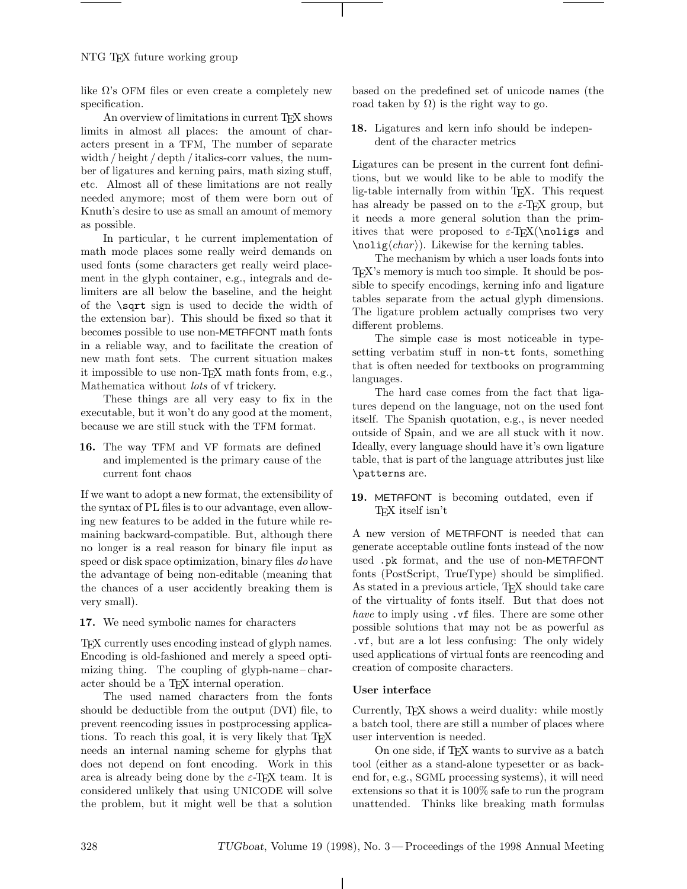like Ω's OFM files or even create a completely new specification.

An overview of limitations in current TEX shows limits in almost all places: the amount of characters present in a TFM, The number of separate width / height / depth / italics-corr values, the number of ligatures and kerning pairs, math sizing stuff, etc. Almost all of these limitations are not really needed anymore; most of them were born out of Knuth's desire to use as small an amount of memory as possible.

In particular, t he current implementation of math mode places some really weird demands on used fonts (some characters get really weird placement in the glyph container, e.g., integrals and delimiters are all below the baseline, and the height of the `\sqrt` sign is used to decide the width of the extension bar). This should be fixed so that it becomes possible to use non-METAFONT math fonts in a reliable way, and to facilitate the creation of new math font sets. The current situation makes it impossible to use non-TEX math fonts from, e.g., Mathematica without *lots* of vf trickery.

These things are all very easy to fix in the executable, but it won't do any good at the moment, because we are still stuck with the TFM format.

**16.** The way TFM and VF formats are defined and implemented is the primary cause of the current font chaos

If we want to adopt a new format, the extensibility of the syntax of PL files is to our advantage, even allowing new features to be added in the future while remaining backward-compatible. But, although there no longer is a real reason for binary file input as speed or disk space optimization, binary files *do* have the advantage of being non-editable (meaning that the chances of a user accidently breaking them is very small).

**17.** We need symbolic names for characters

TEX currently uses encoding instead of glyph names. Encoding is old-fashioned and merely a speed optimizing thing. The coupling of glyph-name – character should be a TEX internal operation.

The used named characters from the fonts should be deductible from the output (DVI) file, to prevent reencoding issues in postprocessing applications. To reach this goal, it is very likely that TEX needs an internal naming scheme for glyphs that does not depend on font encoding. Work in this area is already being done by the ε-TEX team. It is considered unlikely that using UNICODE will solve the problem, but it might well be that a solution based on the predefined set of unicode names (the road taken by Ω) is the right way to go.

**18.** Ligatures and kern info should be independent of the character metrics

Ligatures can be present in the current font definitions, but we would like to be able to modify the lig-table internally from within TEX. This request has already be passed on to the ε-TEX group, but it needs a more general solution than the primitives that were proposed to ε-TEX(`\noligs` and `\nolig`⟨*char*⟩). Likewise for the kerning tables.

The mechanism by which a user loads fonts into TEX's memory is much too simple. It should be possible to specify encodings, kerning info and ligature tables separate from the actual glyph dimensions. The ligature problem actually comprises two very different problems.

The simple case is most noticeable in typesetting verbatim stuff in non-`tt` fonts, something that is often needed for textbooks on programming languages.

The hard case comes from the fact that ligatures depend on the language, not on the used font itself. The Spanish quotation, e.g., is never needed outside of Spain, and we are all stuck with it now. Ideally, every language should have it's own ligature table, that is part of the language attributes just like `\patterns` are.

**19.** METAFONT is becoming outdated, even if TEX itself isn't

A new version of METAFONT is needed that can generate acceptable outline fonts instead of the now used `.pk` format, and the use of non-METAFONT fonts (PostScript, TrueType) should be simplified. As stated in a previous article, TEX should take care of the virtuality of fonts itself. But that does not *have* to imply using `.vf` files. There are some other possible solutions that may not be as powerful as `.vf`, but are a lot less confusing: The only widely used applications of virtual fonts are reencoding and creation of composite characters.

**User interface**

Currently, TEX shows a weird duality: while mostly a batch tool, there are still a number of places where user intervention is needed.

On one side, if TEX wants to survive as a batch tool (either as a stand-alone typesetter or as backend for, e.g., SGML processing systems), it will need extensions so that it is 100% safe to run the program unattended. Thinks like breaking math formulas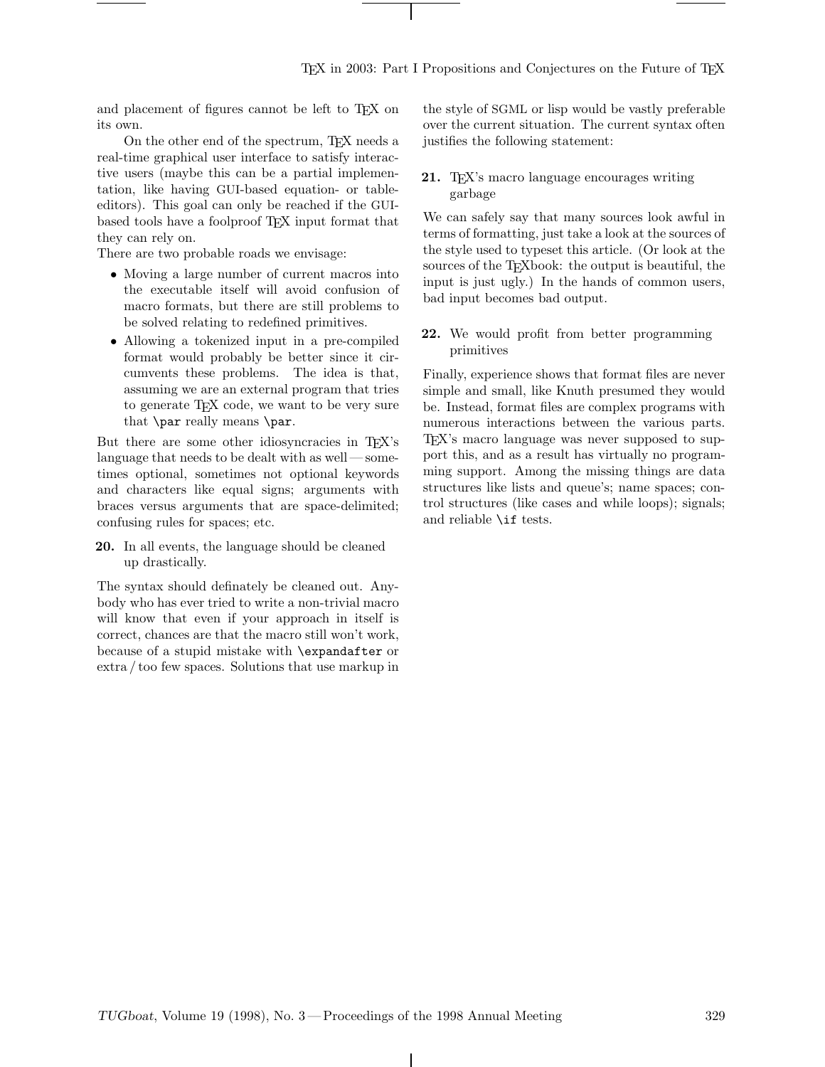and placement of figures cannot be left to TeX on its own.

On the other end of the spectrum, TeX needs a real-time graphical user interface to satisfy interactive users (maybe this can be a partial implementation, like having GUI-based equation- or table-editors). This goal can only be reached if the GUI-based tools have a foolproof TeX input format that they can rely on.

There are two probable roads we envisage:

- Moving a large number of current macros into the executable itself will avoid confusion of macro formats, but there are still problems to be solved relating to redefined primitives.
- Allowing a tokenized input in a pre-compiled format would probably be better since it circumvents these problems. The idea is that, assuming we are an external program that tries to generate TeX code, we want to be very sure that `\par` really means `\par`.

But there are some other idiosyncracies in TeX's language that needs to be dealt with as well — sometimes optional, sometimes not optional keywords and characters like equal signs; arguments with braces versus arguments that are space-delimited; confusing rules for spaces; etc.

**20.** In all events, the language should be cleaned up drastically.

The syntax should definately be cleaned out. Anybody who has ever tried to write a non-trivial macro will know that even if your approach in itself is correct, chances are that the macro still won't work, because of a stupid mistake with `\expandafter` or extra / too few spaces. Solutions that use markup in the style of SGML or lisp would be vastly preferable over the current situation. The current syntax often justifies the following statement:

**21.** TeX's macro language encourages writing garbage

We can safely say that many sources look awful in terms of formatting, just take a look at the sources of the style used to typeset this article. (Or look at the sources of the TeXbook: the output is beautiful, the input is just ugly.) In the hands of common users, bad input becomes bad output.

**22.** We would profit from better programming primitives

Finally, experience shows that format files are never simple and small, like Knuth presumed they would be. Instead, format files are complex programs with numerous interactions between the various parts. TeX's macro language was never supposed to support this, and as a result has virtually no programming support. Among the missing things are data structures like lists and queue's; name spaces; control structures (like cases and while loops); signals; and reliable `\if` tests.